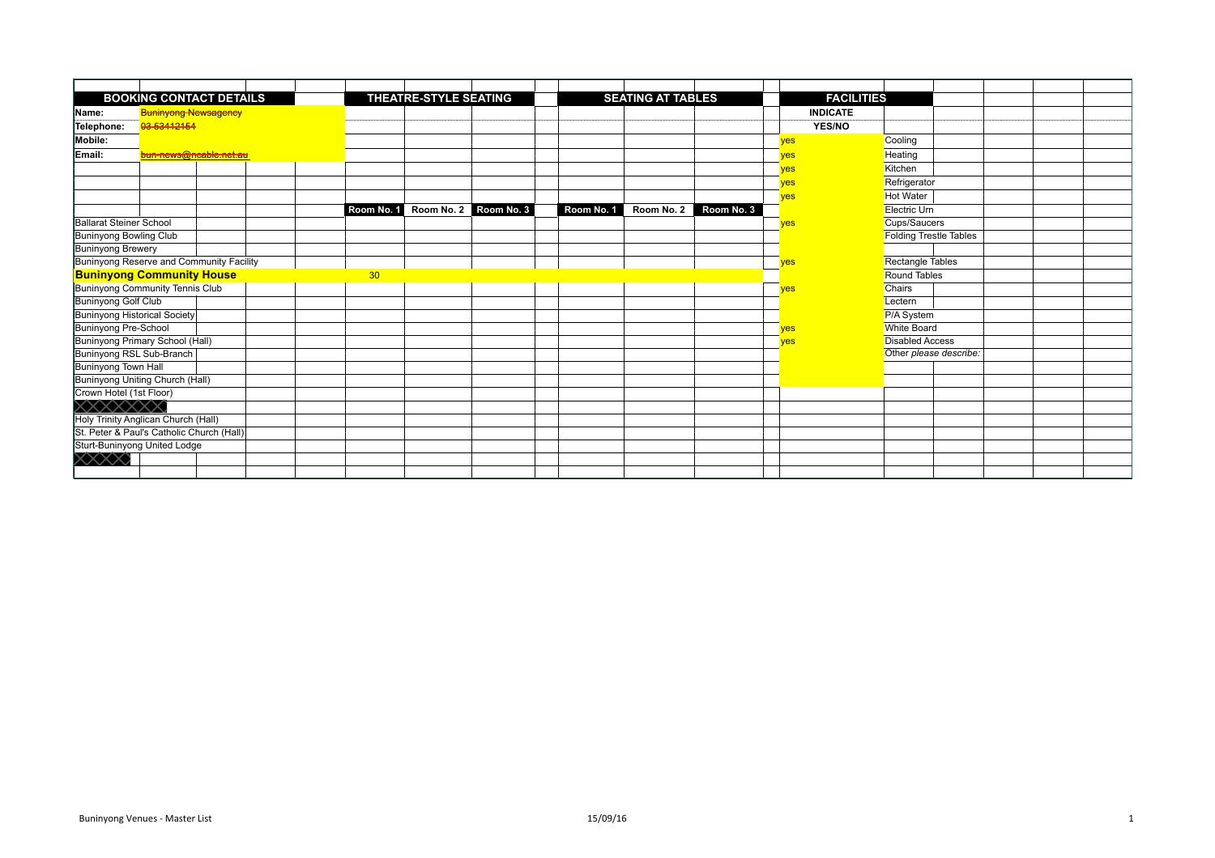| BOOKING CONTACT DETAILS | | THEATRE-STYLE SEATING | | | SEATING AT TABLES | | | FACILITIES | |
|---|---|---|---|---|---|---|---|---|---|
| Name: | ~~Buninyong Newsagency~~ | | | | | | | INDICATE | |
| Telephone: | ~~03 53412154~~ | | | | | | | YES/NO | |
| Mobile: | | | | | | | | yes | Cooling |
| Email: | ~~bun-news@ncable.net.au~~ | | | | | | | yes | Heating |
| | | | | | | | | yes | Kitchen |
| | | | | | | | | yes | Refrigerator |
| | | | | | | | | yes | Hot Water |
| | | Room No. 1 | Room No. 2 | Room No. 3 | Room No. 1 | Room No. 2 | Room No. 3 | | Electric Urn |
| Ballarat Steiner School | | | | | | | | yes | Cups/Saucers |
| Buninyong Bowling Club | | | | | | | | | Folding Trestle Tables |
| Buninyong Brewery | | | | | | | | | |
| Buninyong Reserve and Community Facility | | | | | | | | yes | Rectangle Tables |
| **Buninyong Community House** | | 30 | | | | | | | Round Tables |
| Buninyong Community Tennis Club | | | | | | | | yes | Chairs |
| Buninyong Golf Club | | | | | | | | | Lectern |
| Buninyong Historical Society | | | | | | | | | P/A System |
| Buninyong Pre-School | | | | | | | | yes | White Board |
| Buninyong Primary School (Hall) | | | | | | | | yes | Disabled Access |
| Buninyong RSL Sub-Branch | | | | | | | | | Other *please describe:* |
| Buninyong Town Hall | | | | | | | | | |
| Buninyong Uniting Church (Hall) | | | | | | | | | |
| Crown Hotel (1st Floor) | | | | | | | | | |
| | | | | | | | | | |
| Holy Trinity Anglican Church (Hall) | | | | | | | | | |
| St. Peter & Paul's Catholic Church (Hall) | | | | | | | | | |
| Sturt-Buninyong United Lodge | | | | | | | | | |
| | | | | | | | | | |
| | | | | | | | | | |

Buninyong Venues - Master List

15/09/16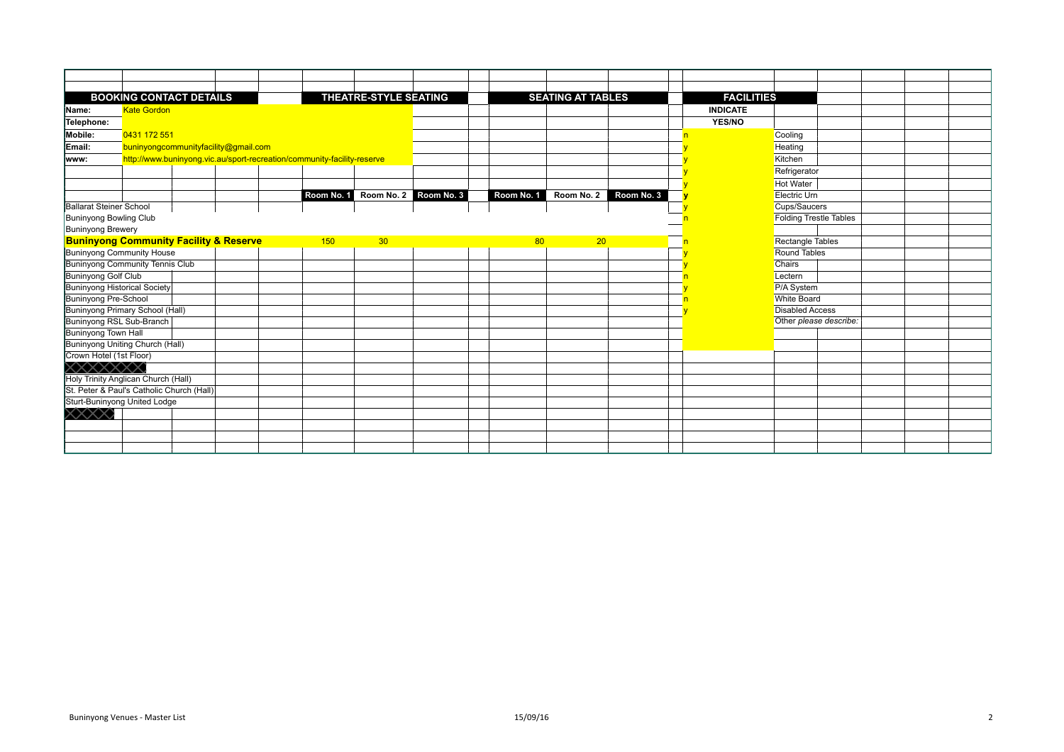| BOOKING CONTACT DETAILS | | THEATRE-STYLE SEATING | | | SEATING AT TABLES | | | FACILITIES | |
|---|---|---|---|---|---|---|---|---|---|
| **Name:** | Kate Gordon | | | | | | | **INDICATE** | |
| **Telephone:** | | | | | | | | **YES/NO** | |
| **Mobile:** | 0431 172 551 | | | | | | | n | Cooling |
| **Email:** | buninyongcommunityfacility@gmail.com | | | | | | | y | Heating |
| **www:** | http://www.buninyong.vic.au/sport-recreation/community-facility-reserve | | | | | | | y | Kitchen |
| | | | | | | | | y | Refrigerator |
| | | | | | | | | y | Hot Water |
| | | **Room No. 1** | **Room No. 2** | **Room No. 3** | **Room No. 1** | **Room No. 2** | **Room No. 3** | y | Electric Urn |
| Ballarat Steiner School | | | | | | | | y | Cups/Saucers |
| Buninyong Bowling Club | | | | | | | | n | Folding Trestle Tables |
| Buninyong Brewery | | | | | | | | | |
| **Buninyong Community Facility & Reserve** | | 150 | 30 | | 80 | 20 | | n | Rectangle Tables |
| Buninyong Community House | | | | | | | | y | Round Tables |
| Buninyong Community Tennis Club | | | | | | | | y | Chairs |
| Buninyong Golf Club | | | | | | | | n | Lectern |
| Buninyong Historical Society | | | | | | | | y | P/A System |
| Buninyong Pre-School | | | | | | | | n | White Board |
| Buninyong Primary School (Hall) | | | | | | | | y | Disabled Access |
| Buninyong RSL Sub-Branch | | | | | | | | | Other *please describe:* |
| Buninyong Town Hall | | | | | | | | | |
| Buninyong Uniting Church (Hall) | | | | | | | | | |
| Crown Hotel (1st Floor) | | | | | | | | | |
| | | | | | | | | | |
| Holy Trinity Anglican Church (Hall) | | | | | | | | | |
| St. Peter & Paul's Catholic Church (Hall) | | | | | | | | | |
| Sturt-Buninyong United Lodge | | | | | | | | | |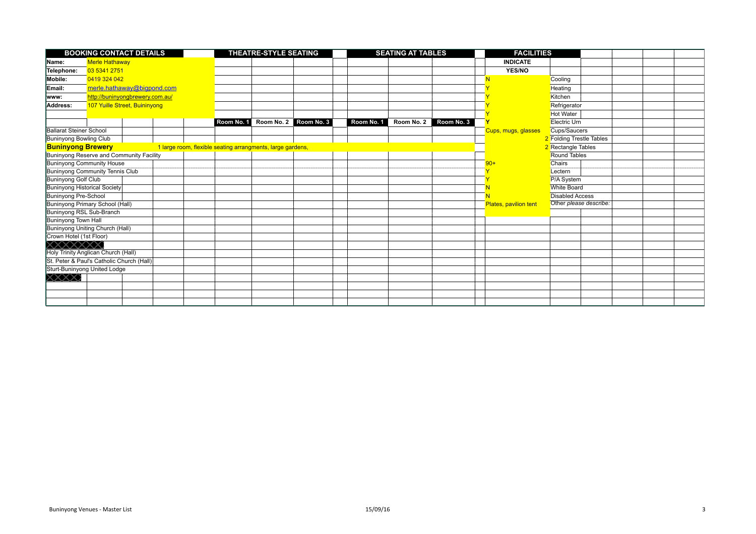| BOOKING CONTACT DETAILS | | | | | THEATRE-STYLE SEATING | | | | SEATING AT TABLES | | | | FACILITIES | |
|---|---|---|---|---|---|---|---|---|---|---|---|---|---|---|
| Name: | Merle Hathaway | | | | | | | | | | | | INDICATE | |
| Telephone: | 03 5341 2751 | | | | | | | | | | | | YES/NO | |
| Mobile: | 0419 324 042 | | | | | | | | | | | | N | Cooling |
| Email: | merle.hathaway@bigpond.com | | | | | | | | | | | | Y | Heating |
| www: | http://buninyongbrewery.com.au/ | | | | | | | | | | | | Y | Kitchen |
| Address: | 107 Yuille Street, Buninyong | | | | | | | | | | | | Y | Refrigerator |
| | | | | | | | | | | | | | Y | Hot Water |
| | | | | | Room No. 1 | Room No. 2 | Room No. 3 | | Room No. 1 | Room No. 2 | Room No. 3 | | Y | Electric Urn |
| Ballarat Steiner School | | | | | | | | | | | | | Cups, mugs, glasses | Cups/Saucers |
| Buninyong Bowling Club | | | | | | | | | | | | | 2 | Folding Trestle Tables |
| **Buninyong Brewery** | | | 1 large room, flexible seating arrangments, large gardens, | | | | | | | | | | 2 | Rectangle Tables |
| Buninyong Reserve and Community Facility | | | | | | | | | | | | | | Round Tables |
| Buninyong Community House | | | | | | | | | | | | | 90+ | Chairs |
| Buninyong Community Tennis Club | | | | | | | | | | | | | Y | Lectern |
| Buninyong Golf Club | | | | | | | | | | | | | Y | P/A System |
| Buninyong Historical Society | | | | | | | | | | | | | N | White Board |
| Buninyong Pre-School | | | | | | | | | | | | | N | Disabled Access |
| Buninyong Primary School (Hall) | | | | | | | | | | | | | Plates, pavilion tent | Other *please describe:* |
| Buninyong RSL Sub-Branch | | | | | | | | | | | | | | |
| Buninyong Town Hall | | | | | | | | | | | | | | |
| Buninyong Uniting Church (Hall) | | | | | | | | | | | | | | |
| Crown Hotel (1st Floor) | | | | | | | | | | | | | | |
| | | | | | | | | | | | | | | |
| Holy Trinity Anglican Church (Hall) | | | | | | | | | | | | | | |
| St. Peter & Paul's Catholic Church (Hall) | | | | | | | | | | | | | | |
| Sturt-Buninyong United Lodge | | | | | | | | | | | | | | |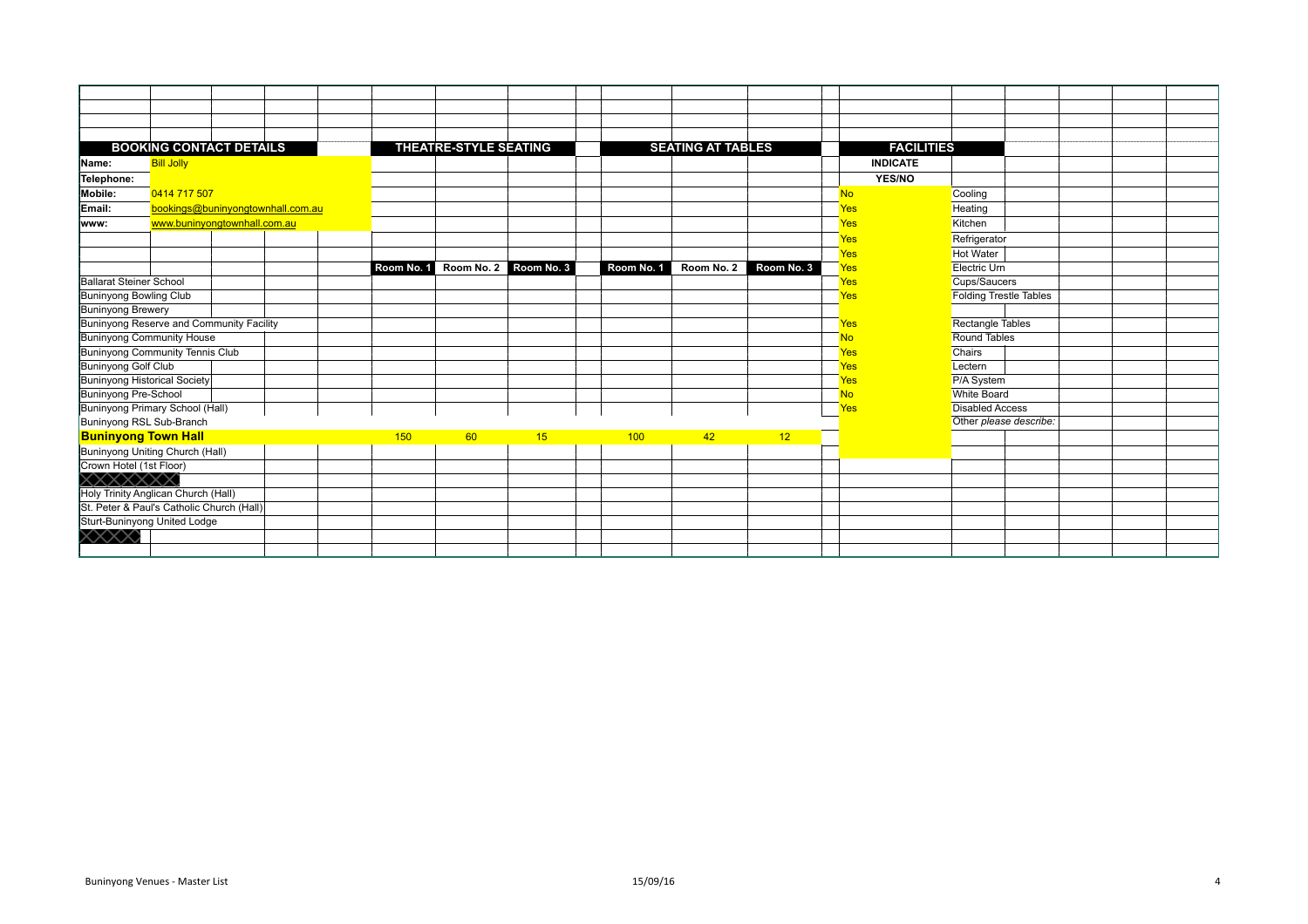| BOOKING CONTACT DETAILS | | THEATRE-STYLE SEATING | | | SEATING AT TABLES | | | FACILITIES | |
|---|---|---|---|---|---|---|---|---|---|
| | | | | | | | | INDICATE YES/NO | |
| Name: | Bill Jolly | | | | | | | | |
| Telephone: | | | | | | | | | |
| Mobile: | 0414 717 507 | | | | | | | No | Cooling |
| Email: | bookings@buninyongtownhall.com.au | | | | | | | Yes | Heating |
| www: | www.buninyongtownhall.com.au | | | | | | | Yes | Kitchen |
| | | | | | | | | Yes | Refrigerator |
| | | | | | | | | Yes | Hot Water |
| | | Room No. 1 | Room No. 2 | Room No. 3 | Room No. 1 | Room No. 2 | Room No. 3 | Yes | Electric Urn |
| Ballarat Steiner School | | | | | | | | Yes | Cups/Saucers |
| Buninyong Bowling Club | | | | | | | | Yes | Folding Trestle Tables |
| Buninyong Brewery | | | | | | | | | |
| Buninyong Reserve and Community Facility | | | | | | | | Yes | Rectangle Tables |
| Buninyong Community House | | | | | | | | No | Round Tables |
| Buninyong Community Tennis Club | | | | | | | | Yes | Chairs |
| Buninyong Golf Club | | | | | | | | Yes | Lectern |
| Buninyong Historical Society | | | | | | | | Yes | P/A System |
| Buninyong Pre-School | | | | | | | | No | White Board |
| Buninyong Primary School (Hall) | | | | | | | | Yes | Disabled Access |
| Buninyong RSL Sub-Branch | | | | | | | | | Other *please describe:* |
| **Buninyong Town Hall** | | 150 | 60 | 15 | 100 | 42 | 12 | | |
| Buninyong Uniting Church (Hall) | | | | | | | | | |
| Crown Hotel (1st Floor) | | | | | | | | | |
| XXXXXXX | | | | | | | | | |
| Holy Trinity Anglican Church (Hall) | | | | | | | | | |
| St. Peter & Paul's Catholic Church (Hall) | | | | | | | | | |
| Sturt-Buninyong United Lodge | | | | | | | | | |
| XXXX | | | | | | | | | |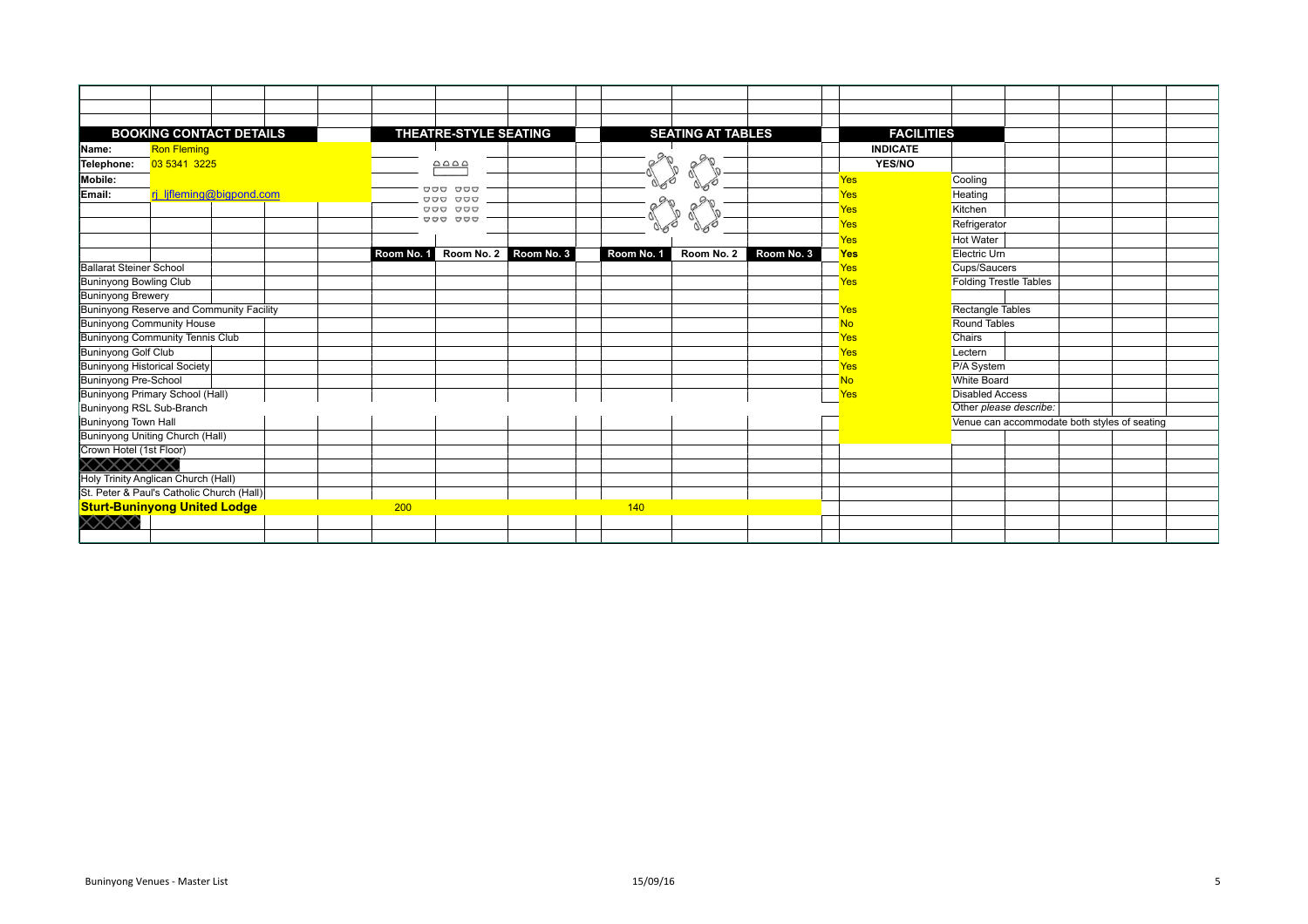| BOOKING CONTACT DETAILS | | THEATRE-STYLE SEATING | | | SEATING AT TABLES | | | FACILITIES | |
|---|---|---|---|---|---|---|---|---|---|
| Name: | Ron Fleming | | | | | | | INDICATE | |
| Telephone: | 03 5341 3225 | | | | | | | YES/NO | |
| Mobile: | | | | | | | | Yes | Cooling |
| Email: | rj_ljfleming@bigpond.com | | | | | | | Yes | Heating |
| | | | | | | | | Yes | Kitchen |
| | | | | | | | | Yes | Refrigerator |
| | | | | | | | | Yes | Hot Water |
| | | Room No. 1 | Room No. 2 | Room No. 3 | Room No. 1 | Room No. 2 | Room No. 3 | Yes | Electric Urn |
| Ballarat Steiner School | | | | | | | | Yes | Cups/Saucers |
| Buninyong Bowling Club | | | | | | | | Yes | Folding Trestle Tables |
| Buninyong Brewery | | | | | | | | | |
| Buninyong Reserve and Community Facility | | | | | | | | Yes | Rectangle Tables |
| Buninyong Community House | | | | | | | | No | Round Tables |
| Buninyong Community Tennis Club | | | | | | | | Yes | Chairs |
| Buninyong Golf Club | | | | | | | | Yes | Lectern |
| Buninyong Historical Society | | | | | | | | Yes | P/A System |
| Buninyong Pre-School | | | | | | | | No | White Board |
| Buninyong Primary School (Hall) | | | | | | | | Yes | Disabled Access |
| Buninyong RSL Sub-Branch | | | | | | | | | Other *please describe:* |
| Buninyong Town Hall | | | | | | | | | Venue can accommodate both styles of seating |
| Buninyong Uniting Church (Hall) | | | | | | | | | |
| Crown Hotel (1st Floor) | | | | | | | | | |
| | | | | | | | | | |
| Holy Trinity Anglican Church (Hall) | | | | | | | | | |
| St. Peter & Paul's Catholic Church (Hall) | | | | | | | | | |
| **Sturt-Buninyong United Lodge** | | 200 | | | 140 | | | | |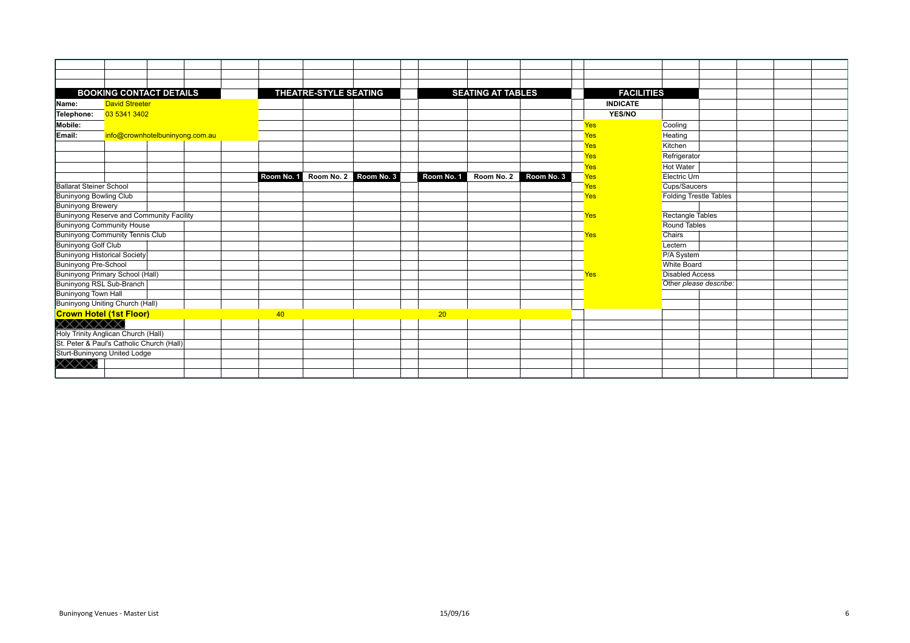| BOOKING CONTACT DETAILS | | THEATRE-STYLE SEATING | | | SEATING AT TABLES | | | FACILITIES | |
|---|---|---|---|---|---|---|---|---|---|
| Name: | David Streeter | | | | | | | INDICATE | |
| Telephone: | 03 5341 3402 | | | | | | | YES/NO | |
| Mobile: | | | | | | | | Yes | Cooling |
| Email: | info@crownhotelbuninyong.com.au | | | | | | | Yes | Heating |
| | | | | | | | | Yes | Kitchen |
| | | | | | | | | Yes | Refrigerator |
| | | | | | | | | Yes | Hot Water |
| | | Room No. 1 | Room No. 2 | Room No. 3 | Room No. 1 | Room No. 2 | Room No. 3 | Yes | Electric Urn |
| Ballarat Steiner School | | | | | | | | Yes | Cups/Saucers |
| Buninyong Bowling Club | | | | | | | | Yes | Folding Trestle Tables |
| Buninyong Brewery | | | | | | | | | |
| Buninyong Reserve and Community Facility | | | | | | | | Yes | Rectangle Tables |
| Buninyong Community House | | | | | | | | | Round Tables |
| Buninyong Community Tennis Club | | | | | | | | Yes | Chairs |
| Buninyong Golf Club | | | | | | | | | Lectern |
| Buninyong Historical Society | | | | | | | | | P/A System |
| Buninyong Pre-School | | | | | | | | | White Board |
| Buninyong Primary School (Hall) | | | | | | | | Yes | Disabled Access |
| Buninyong RSL Sub-Branch | | | | | | | | | Other *please describe:* |
| Buninyong Town Hall | | | | | | | | | |
| Buninyong Uniting Church (Hall) | | | | | | | | | |
| **Crown Hotel (1st Floor)** | | 40 | | | 20 | | | | |
| | | | | | | | | | |
| Holy Trinity Anglican Church (Hall) | | | | | | | | | |
| St. Peter & Paul's Catholic Church (Hall) | | | | | | | | | |
| Sturt-Buninyong United Lodge | | | | | | | | | |
| | | | | | | | | | |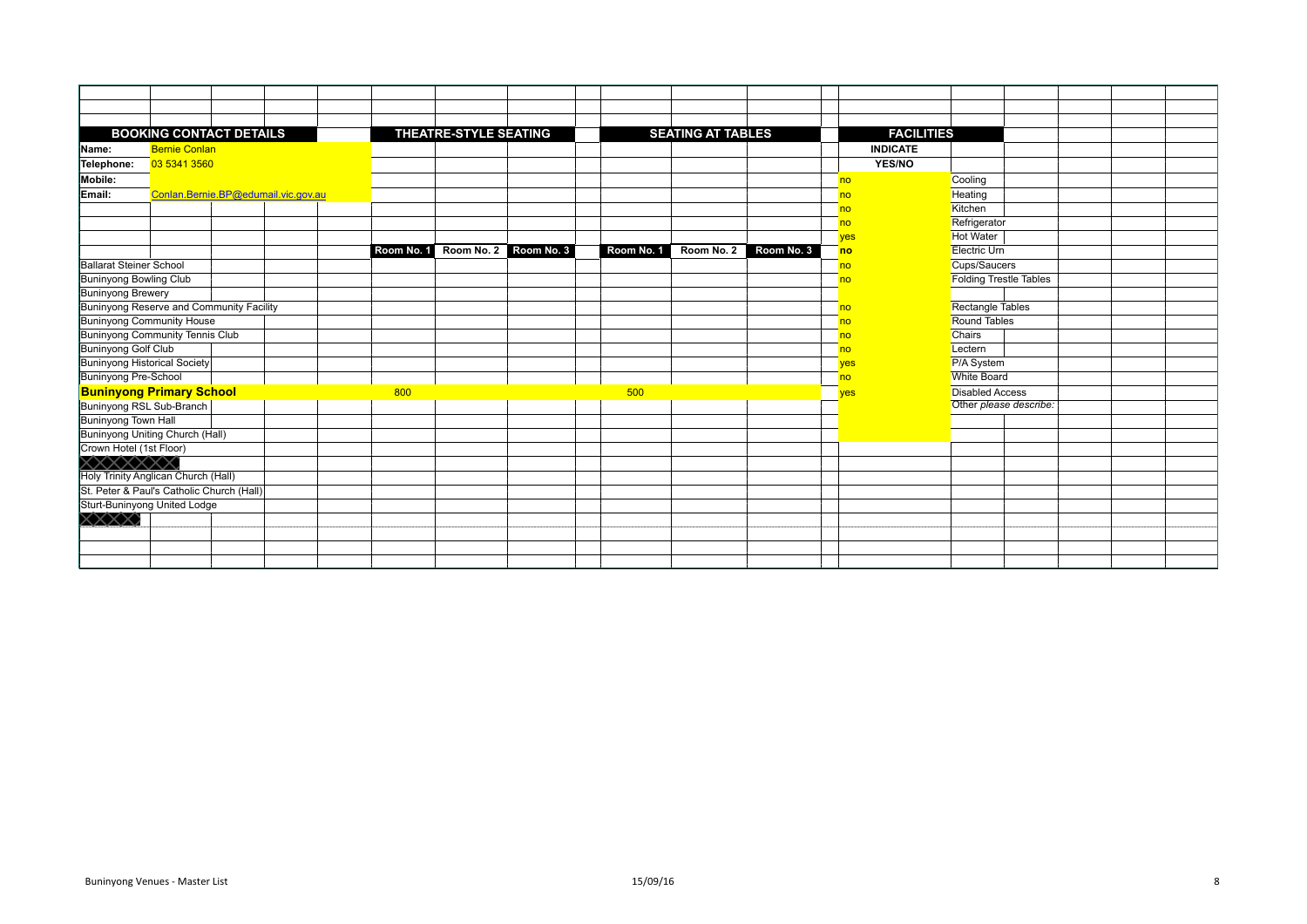| BOOKING CONTACT DETAILS | | THEATRE-STYLE SEATING | | | SEATING AT TABLES | | | FACILITIES | |
|---|---|---|---|---|---|---|---|---|---|
| **Name:** | Bernie Conlan | | | | | | | **INDICATE** | |
| **Telephone:** | 03 5341 3560 | | | | | | | **YES/NO** | |
| **Mobile:** | | | | | | | | no | Cooling |
| **Email:** | Conlan.Bernie.BP@edumail.vic.gov.au | | | | | | | no | Heating |
| | | | | | | | | no | Kitchen |
| | | | | | | | | no | Refrigerator |
| | | | | | | | | yes | Hot Water |
| | | Room No. 1 | Room No. 2 | Room No. 3 | Room No. 1 | Room No. 2 | Room No. 3 | no | Electric Urn |
| Ballarat Steiner School | | | | | | | | no | Cups/Saucers |
| Buninyong Bowling Club | | | | | | | | no | Folding Trestle Tables |
| Buninyong Brewery | | | | | | | | | |
| Buninyong Reserve and Community Facility | | | | | | | | no | Rectangle Tables |
| Buninyong Community House | | | | | | | | no | Round Tables |
| Buninyong Community Tennis Club | | | | | | | | no | Chairs |
| Buninyong Golf Club | | | | | | | | no | Lectern |
| Buninyong Historical Society | | | | | | | | yes | P/A System |
| Buninyong Pre-School | | | | | | | | no | White Board |
| **Buninyong Primary School** | | 800 | | | 500 | | | yes | Disabled Access |
| Buninyong RSL Sub-Branch | | | | | | | | | Other *please describe:* |
| Buninyong Town Hall | | | | | | | | | |
| Buninyong Uniting Church (Hall) | | | | | | | | | |
| Crown Hotel (1st Floor) | | | | | | | | | |
| | | | | | | | | | |
| Holy Trinity Anglican Church (Hall) | | | | | | | | | |
| St. Peter & Paul's Catholic Church (Hall) | | | | | | | | | |
| Sturt-Buninyong United Lodge | | | | | | | | | |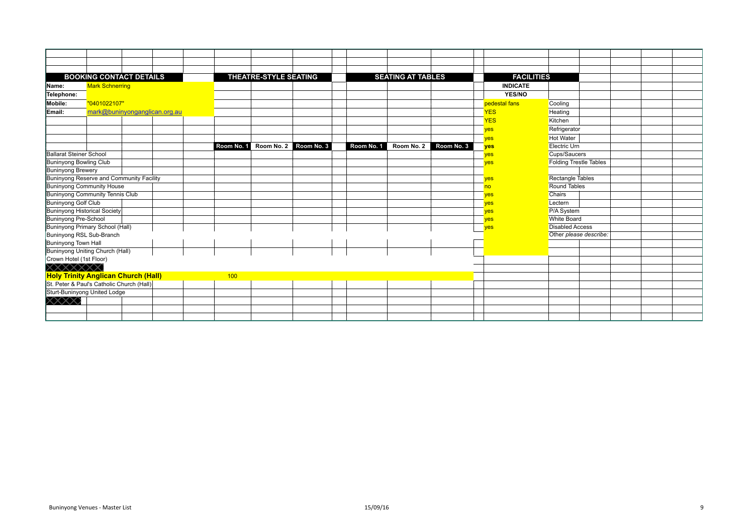| BOOKING CONTACT DETAILS | | | | | THEATRE-STYLE SEATING | | | | SEATING AT TABLES | | | | FACILITIES | |
|---|---|---|---|---|---|---|---|---|---|---|---|---|---|---|
| Name: | Mark Schnerring | | | | | | | | | | | | INDICATE | |
| Telephone: | | | | | | | | | | | | | YES/NO | |
| Mobile: | "0401022107" | | | | | | | | | | | | pedestal fans | Cooling |
| Email: | mark@buninyonganglican.org.au | | | | | | | | | | | | YES | Heating |
| | | | | | | | | | | | | | YES | Kitchen |
| | | | | | | | | | | | | | yes | Refrigerator |
| | | | | | | | | | | | | | yes | Hot Water |
| | | | | | Room No. 1 | Room No. 2 | Room No. 3 | | Room No. 1 | Room No. 2 | Room No. 3 | | yes | Electric Urn |
| Ballarat Steiner School | | | | | | | | | | | | | yes | Cups/Saucers |
| Buninyong Bowling Club | | | | | | | | | | | | | yes | Folding Trestle Tables |
| Buninyong Brewery | | | | | | | | | | | | | | |
| Buninyong Reserve and Community Facility | | | | | | | | | | | | | yes | Rectangle Tables |
| Buninyong Community House | | | | | | | | | | | | | no | Round Tables |
| Buninyong Community Tennis Club | | | | | | | | | | | | | yes | Chairs |
| Buninyong Golf Club | | | | | | | | | | | | | yes | Lectern |
| Buninyong Historical Society | | | | | | | | | | | | | yes | P/A System |
| Buninyong Pre-School | | | | | | | | | | | | | yes | White Board |
| Buninyong Primary School (Hall) | | | | | | | | | | | | | yes | Disabled Access |
| Buninyong RSL Sub-Branch | | | | | | | | | | | | | | Other *please describe:* |
| Buninyong Town Hall | | | | | | | | | | | | | | |
| Buninyong Uniting Church (Hall) | | | | | | | | | | | | | | |
| Crown Hotel (1st Floor) | | | | | | | | | | | | | | |
| | | | | | | | | | | | | | | |
| **Holy Trinity Anglican Church (Hall)** | | | | | 100 | | | | | | | | | |
| St. Peter & Paul's Catholic Church (Hall) | | | | | | | | | | | | | | |
| Sturt-Buninyong United Lodge | | | | | | | | | | | | | | |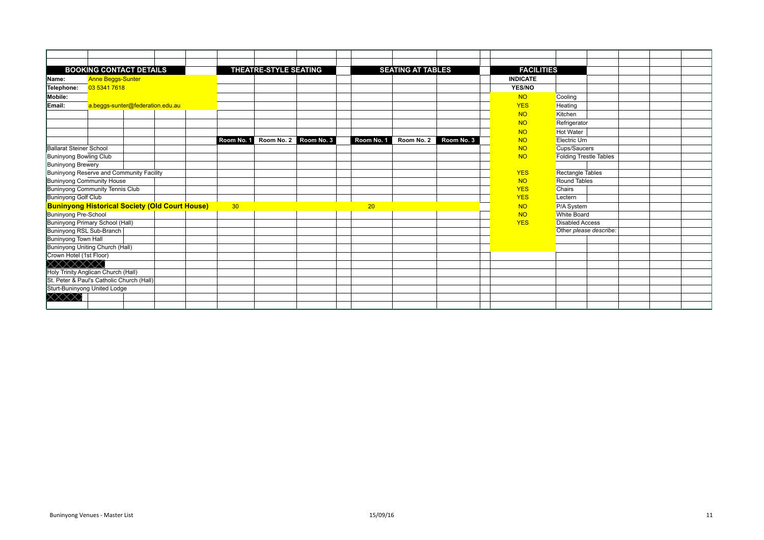## BOOKING CONTACT DETAILS

**Name:** Anne Beggs-Sunter
**Telephone:** 03 5341 7618
**Mobile:**
**Email:** a.beggs-sunter@federation.edu.au

| Venue | THEATRE-STYLE SEATING | | | SEATING AT TABLES | | |
|---|---|---|---|---|---|---|
| | Room No. 1 | Room No. 2 | Room No. 3 | Room No. 1 | Room No. 2 | Room No. 3 |
| Ballarat Steiner School | | | | | | |
| Buninyong Bowling Club | | | | | | |
| Buninyong Brewery | | | | | | |
| Buninyong Reserve and Community Facility | | | | | | |
| Buninyong Community House | | | | | | |
| Buninyong Community Tennis Club | | | | | | |
| Buninyong Golf Club | | | | | | |
| **Buninyong Historical Society (Old Court House)** | 30 | | | 20 | | |
| Buninyong Pre-School | | | | | | |
| Buninyong Primary School (Hall) | | | | | | |
| Buninyong RSL Sub-Branch | | | | | | |
| Buninyong Town Hall | | | | | | |
| Buninyong Uniting Church (Hall) | | | | | | |
| Crown Hotel (1st Floor) | | | | | | |
| | | | | | | |
| Holy Trinity Anglican Church (Hall) | | | | | | |
| St. Peter & Paul's Catholic Church (Hall) | | | | | | |
| Sturt-Buninyong United Lodge | | | | | | |
| | | | | | | |

## FACILITIES

| INDICATE YES/NO | |
|---|---|
| NO | Cooling |
| YES | Heating |
| NO | Kitchen |
| NO | Refrigerator |
| NO | Hot Water |
| NO | Electric Urn |
| NO | Cups/Saucers |
| NO | Folding Trestle Tables |
| YES | Rectangle Tables |
| NO | Round Tables |
| YES | Chairs |
| YES | Lectern |
| NO | P/A System |
| NO | White Board |
| YES | Disabled Access |
| | Other *please describe:* |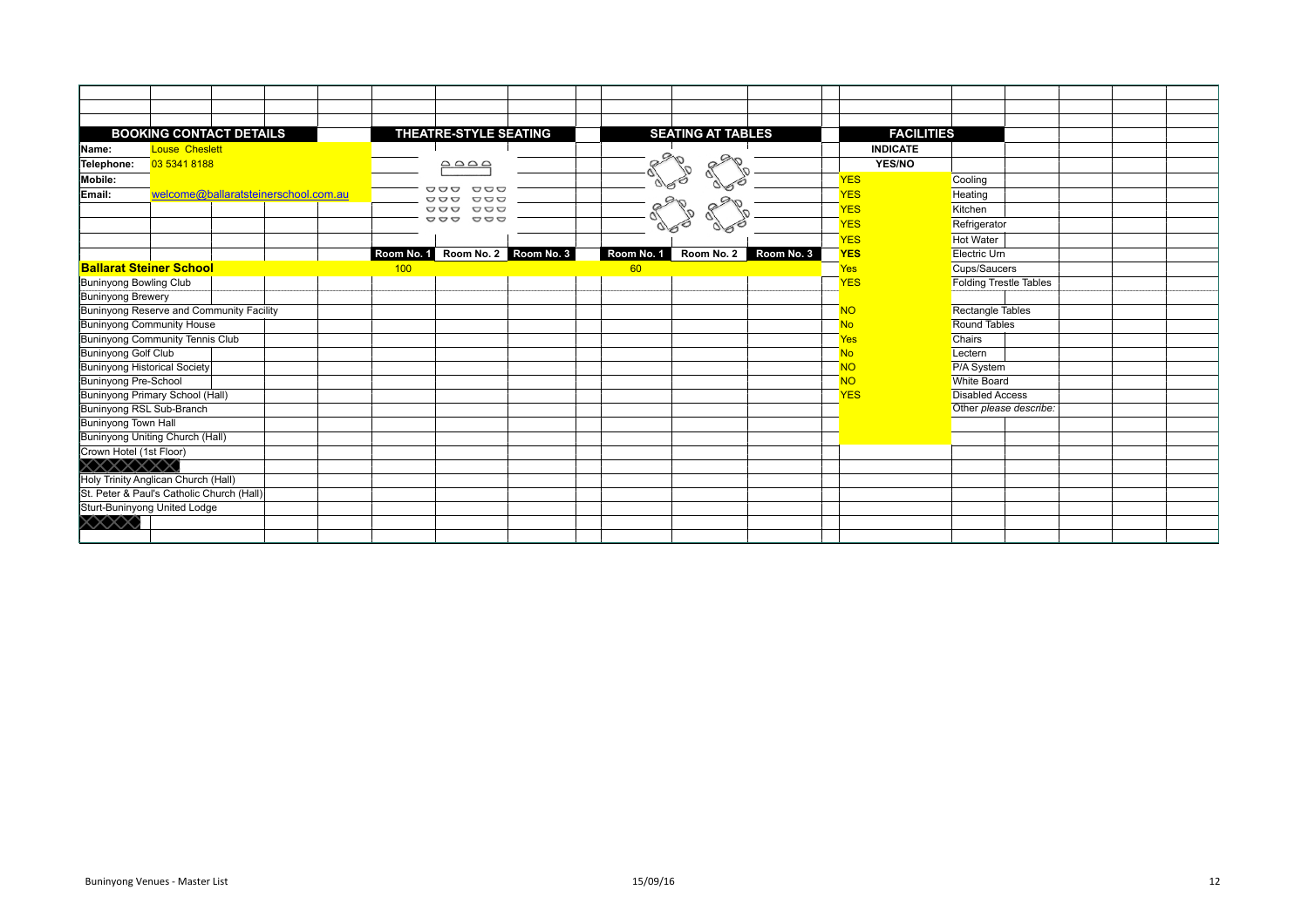| BOOKING CONTACT DETAILS | | THEATRE-STYLE SEATING | | | SEATING AT TABLES | | | FACILITIES | |
|---|---|---|---|---|---|---|---|---|---|
| Name: | Louse Cheslett | | | | | | | INDICATE | |
| Telephone: | 03 5341 8188 | | | | | | | YES/NO | |
| Mobile: | | | | | | | | YES | Cooling |
| Email: | welcome@ballaratsteinerschool.com.au | | | | | | | YES | Heating |
| | | | | | | | | YES | Kitchen |
| | | | | | | | | YES | Refrigerator |
| | | | | | | | | YES | Hot Water |
| | | Room No. 1 | Room No. 2 | Room No. 3 | Room No. 1 | Room No. 2 | Room No. 3 | YES | Electric Urn |
| **Ballarat Steiner School** | | 100 | | | 60 | | | Yes | Cups/Saucers |
| Buninyong Bowling Club | | | | | | | | YES | Folding Trestle Tables |
| Buninyong Brewery | | | | | | | | | |
| Buninyong Reserve and Community Facility | | | | | | | | NO | Rectangle Tables |
| Buninyong Community House | | | | | | | | No | Round Tables |
| Buninyong Community Tennis Club | | | | | | | | Yes | Chairs |
| Buninyong Golf Club | | | | | | | | No | Lectern |
| Buninyong Historical Society | | | | | | | | NO | P/A System |
| Buninyong Pre-School | | | | | | | | NO | White Board |
| Buninyong Primary School (Hall) | | | | | | | | YES | Disabled Access |
| Buninyong RSL Sub-Branch | | | | | | | | | Other *please describe:* |
| Buninyong Town Hall | | | | | | | | | |
| Buninyong Uniting Church (Hall) | | | | | | | | | |
| Crown Hotel (1st Floor) | | | | | | | | | |
| | | | | | | | | | |
| Holy Trinity Anglican Church (Hall) | | | | | | | | | |
| St. Peter & Paul's Catholic Church (Hall) | | | | | | | | | |
| Sturt-Buninyong United Lodge | | | | | | | | | |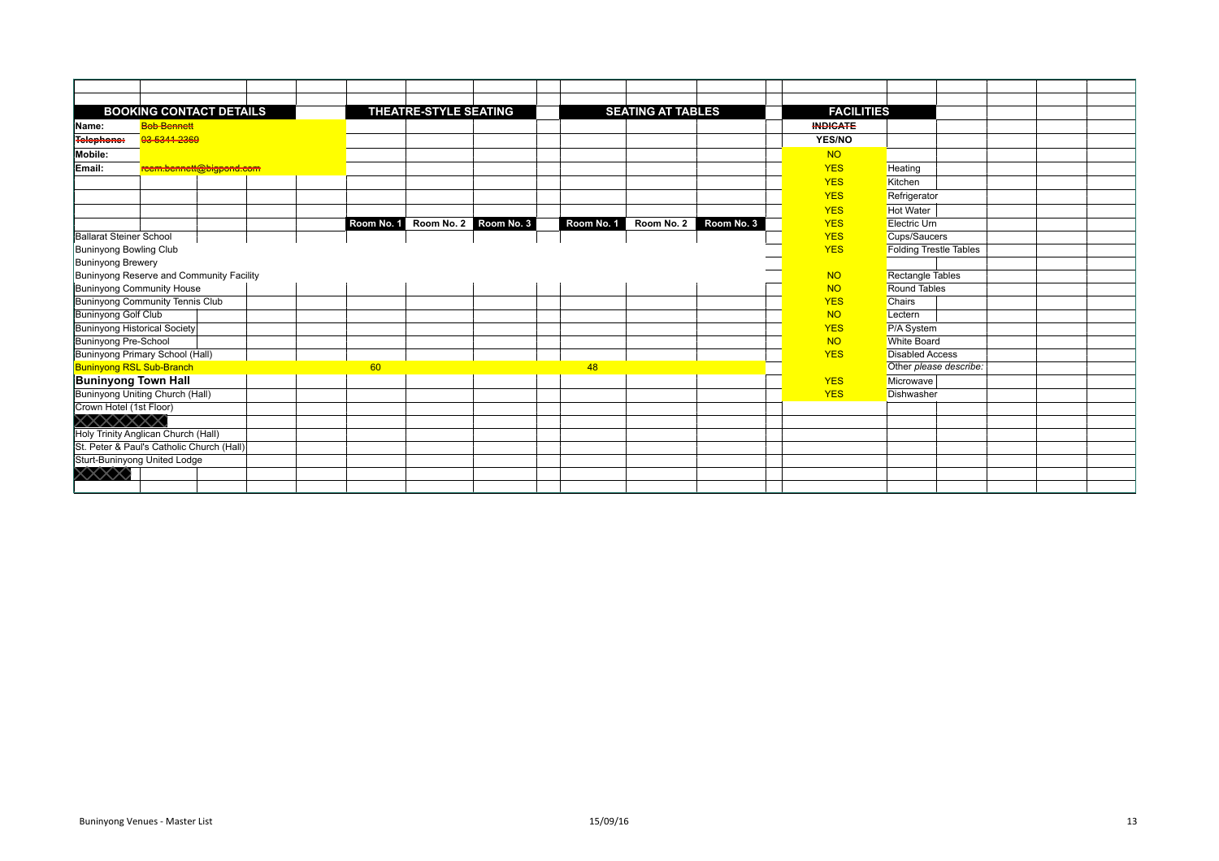| BOOKING CONTACT DETAILS | | THEATRE-STYLE SEATING | | | SEATING AT TABLES | | | FACILITIES | |
|---|---|---|---|---|---|---|---|---|---|
| Name: | ~~Bob Bennett~~ | | | | | | | ~~INDICATE~~ | |
| ~~Telephone:~~ | ~~03 5341 2369~~ | | | | | | | YES/NO | |
| Mobile: | | | | | | | | NO | |
| Email: | ~~rcem.bennett@bigpond.com~~ | | | | | | | YES | Heating |
| | | | | | | | | YES | Kitchen |
| | | | | | | | | YES | Refrigerator |
| | | | | | | | | YES | Hot Water |
| | | Room No. 1 | Room No. 2 | Room No. 3 | Room No. 1 | Room No. 2 | Room No. 3 | YES | Electric Urn |
| Ballarat Steiner School | | | | | | | | YES | Cups/Saucers |
| Buninyong Bowling Club | | | | | | | | YES | Folding Trestle Tables |
| Buninyong Brewery | | | | | | | | | |
| Buninyong Reserve and Community Facility | | | | | | | | NO | Rectangle Tables |
| Buninyong Community House | | | | | | | | NO | Round Tables |
| Buninyong Community Tennis Club | | | | | | | | YES | Chairs |
| Buninyong Golf Club | | | | | | | | NO | Lectern |
| Buninyong Historical Society | | | | | | | | YES | P/A System |
| Buninyong Pre-School | | | | | | | | NO | White Board |
| Buninyong Primary School (Hall) | | | | | | | | YES | Disabled Access |
| Buninyong RSL Sub-Branch | | 60 | | | 48 | | | | Other *please describe:* |
| **Buninyong Town Hall** | | | | | | | | YES | Microwave |
| Buninyong Uniting Church (Hall) | | | | | | | | YES | Dishwasher |
| Crown Hotel (1st Floor) | | | | | | | | | |
| | | | | | | | | | |
| Holy Trinity Anglican Church (Hall) | | | | | | | | | |
| St. Peter & Paul's Catholic Church (Hall) | | | | | | | | | |
| Sturt-Buninyong United Lodge | | | | | | | | | |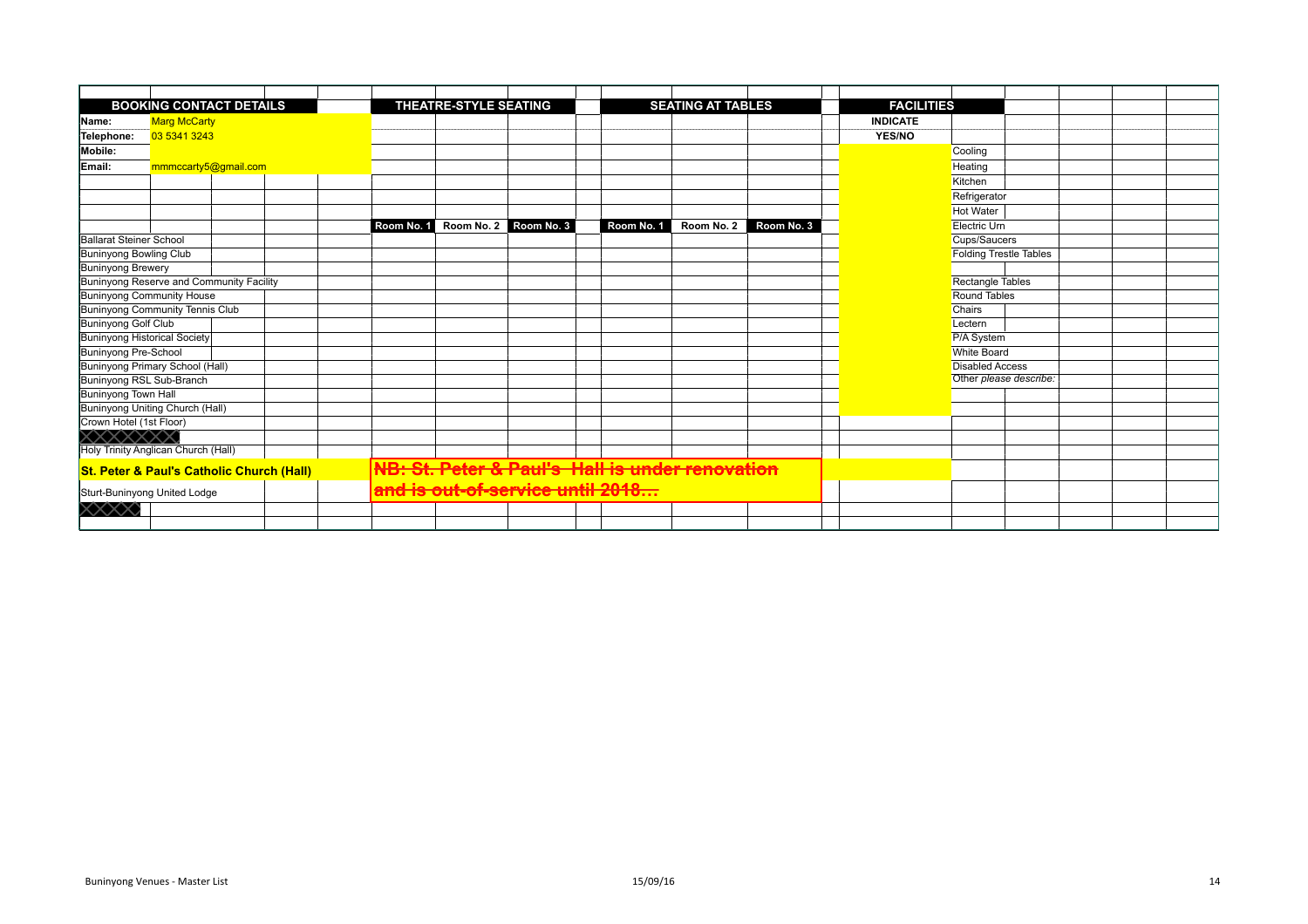| BOOKING CONTACT DETAILS | | THEATRE-STYLE SEATING | | | SEATING AT TABLES | | | FACILITIES | |
|---|---|---|---|---|---|---|---|---|---|
| **Name:** | Marg McCarty | | | | | | | **INDICATE** | |
| **Telephone:** | 03 5341 3243 | | | | | | | **YES/NO** | |
| **Mobile:** | | | | | | | | | Cooling |
| **Email:** | mmmccarty5@gmail.com | | | | | | | | Heating |
| | | | | | | | | | Kitchen |
| | | | | | | | | | Refrigerator |
| | | | | | | | | | Hot Water |
| | | Room No. 1 | Room No. 2 | Room No. 3 | Room No. 1 | Room No. 2 | Room No. 3 | | Electric Urn |
| Ballarat Steiner School | | | | | | | | | Cups/Saucers |
| Buninyong Bowling Club | | | | | | | | | Folding Trestle Tables |
| Buninyong Brewery | | | | | | | | | |
| Buninyong Reserve and Community Facility | | | | | | | | | Rectangle Tables |
| Buninyong Community House | | | | | | | | | Round Tables |
| Buninyong Community Tennis Club | | | | | | | | | Chairs |
| Buninyong Golf Club | | | | | | | | | Lectern |
| Buninyong Historical Society | | | | | | | | | P/A System |
| Buninyong Pre-School | | | | | | | | | White Board |
| Buninyong Primary School (Hall) | | | | | | | | | Disabled Access |
| Buninyong RSL Sub-Branch | | | | | | | | | Other *please describe:* |
| Buninyong Town Hall | | | | | | | | | |
| Buninyong Uniting Church (Hall) | | | | | | | | | |
| Crown Hotel (1st Floor) | | | | | | | | | |
| | | | | | | | | | |
| Holy Trinity Anglican Church (Hall) | | | | | | | | | |
| **St. Peter & Paul's Catholic Church (Hall)** | | **~~NB: St. Peter & Paul's Hall is under renovation~~** | | | | | | | |
| Sturt-Buninyong United Lodge | | **~~and is out-of-service until 2018…~~** | | | | | | | |
| | | | | | | | | | |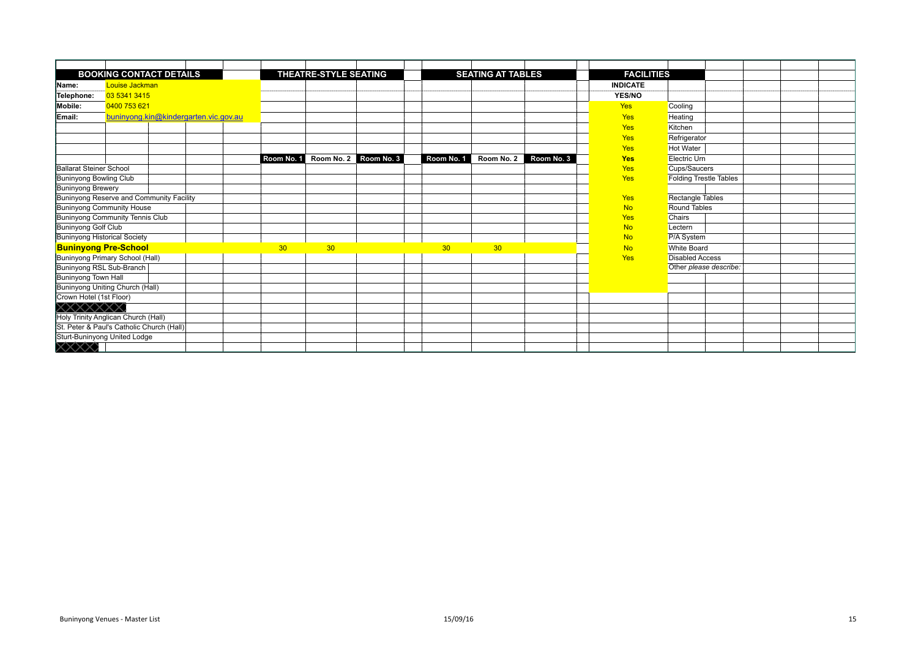| BOOKING CONTACT DETAILS | | THEATRE-STYLE SEATING | | | SEATING AT TABLES | | | FACILITIES | |
|---|---|---|---|---|---|---|---|---|---|
| Name: | Louise Jackman | | | | | | | INDICATE | |
| Telephone: | 03 5341 3415 | | | | | | | YES/NO | |
| Mobile: | 0400 753 621 | | | | | | | Yes | Cooling |
| Email: | buninyong.kin@kindergarten.vic.gov.au | | | | | | | Yes | Heating |
| | | | | | | | | Yes | Kitchen |
| | | | | | | | | Yes | Refrigerator |
| | | | | | | | | Yes | Hot Water |
| | | Room No. 1 | Room No. 2 | Room No. 3 | Room No. 1 | Room No. 2 | Room No. 3 | Yes | Electric Urn |
| Ballarat Steiner School | | | | | | | | Yes | Cups/Saucers |
| Buninyong Bowling Club | | | | | | | | Yes | Folding Trestle Tables |
| Buninyong Brewery | | | | | | | | | |
| Buninyong Reserve and Community Facility | | | | | | | | Yes | Rectangle Tables |
| Buninyong Community House | | | | | | | | No | Round Tables |
| Buninyong Community Tennis Club | | | | | | | | Yes | Chairs |
| Buninyong Golf Club | | | | | | | | No | Lectern |
| Buninyong Historical Society | | | | | | | | No | P/A System |
| **Buninyong Pre-School** | | 30 | 30 | | 30 | 30 | | No | White Board |
| Buninyong Primary School (Hall) | | | | | | | | Yes | Disabled Access |
| Buninyong RSL Sub-Branch | | | | | | | | | Other *please describe:* |
| Buninyong Town Hall | | | | | | | | | |
| Buninyong Uniting Church (Hall) | | | | | | | | | |
| Crown Hotel (1st Floor) | | | | | | | | | |
| | | | | | | | | | |
| Holy Trinity Anglican Church (Hall) | | | | | | | | | |
| St. Peter & Paul's Catholic Church (Hall) | | | | | | | | | |
| Sturt-Buninyong United Lodge | | | | | | | | | |
| | | | | | | | | | |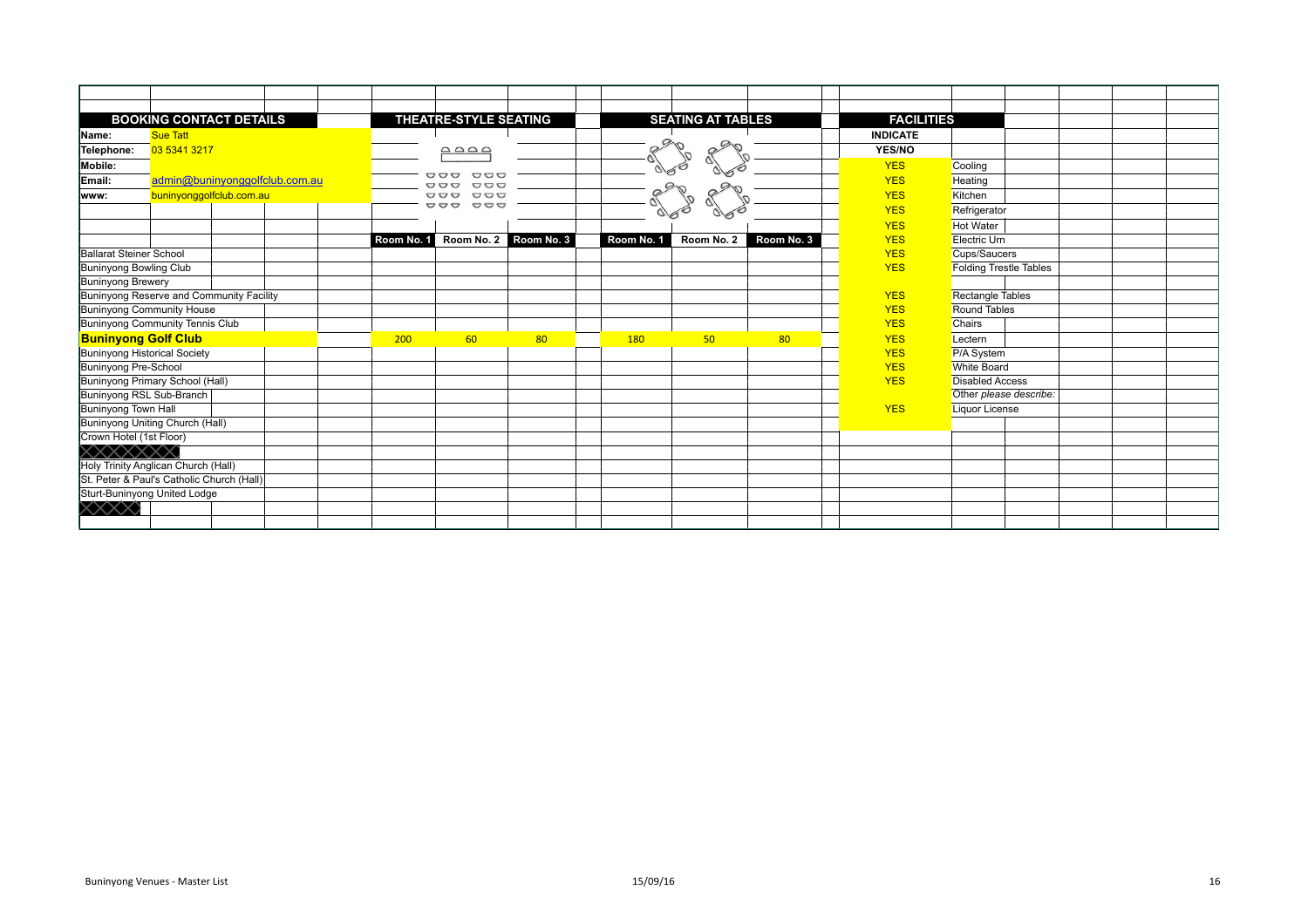| BOOKING CONTACT DETAILS | | THEATRE-STYLE SEATING | | | SEATING AT TABLES | | | FACILITIES | |
|---|---|---|---|---|---|---|---|---|---|
| Name: | Sue Tatt | | | | | | | INDICATE | |
| Telephone: | 03 5341 3217 | | | | | | | YES/NO | |
| Mobile: | | | | | | | | YES | Cooling |
| Email: | admin@buninyonggolfclub.com.au | | | | | | | YES | Heating |
| www: | buninyonggolfclub.com.au | | | | | | | YES | Kitchen |
| | | | | | | | | YES | Refrigerator |
| | | | | | | | | YES | Hot Water |
| | | Room No. 1 | Room No. 2 | Room No. 3 | Room No. 1 | Room No. 2 | Room No. 3 | YES | Electric Urn |
| Ballarat Steiner School | | | | | | | | YES | Cups/Saucers |
| Buninyong Bowling Club | | | | | | | | YES | Folding Trestle Tables |
| Buninyong Brewery | | | | | | | | | |
| Buninyong Reserve and Community Facility | | | | | | | | YES | Rectangle Tables |
| Buninyong Community House | | | | | | | | YES | Round Tables |
| Buninyong Community Tennis Club | | | | | | | | YES | Chairs |
| **Buninyong Golf Club** | | 200 | 60 | 80 | 180 | 50 | 80 | YES | Lectern |
| Buninyong Historical Society | | | | | | | | YES | P/A System |
| Buninyong Pre-School | | | | | | | | YES | White Board |
| Buninyong Primary School (Hall) | | | | | | | | YES | Disabled Access |
| Buninyong RSL Sub-Branch | | | | | | | | | Other *please describe:* |
| Buninyong Town Hall | | | | | | | | YES | Liquor License |
| Buninyong Uniting Church (Hall) | | | | | | | | | |
| Crown Hotel (1st Floor) | | | | | | | | | |
| | | | | | | | | | |
| Holy Trinity Anglican Church (Hall) | | | | | | | | | |
| St. Peter & Paul's Catholic Church (Hall) | | | | | | | | | |
| Sturt-Buninyong United Lodge | | | | | | | | | |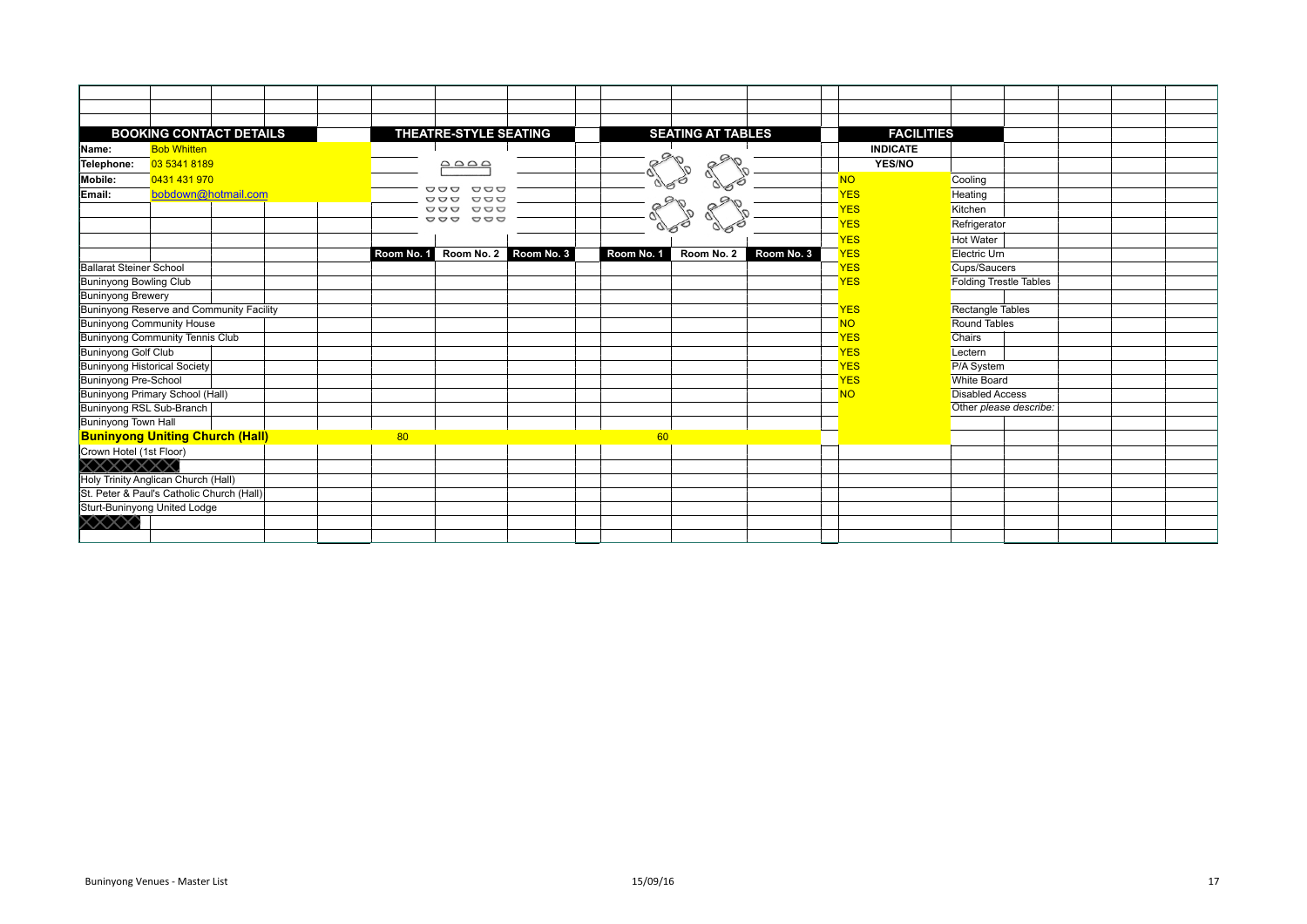| BOOKING CONTACT DETAILS | | THEATRE-STYLE SEATING | | | SEATING AT TABLES | | | FACILITIES | |
|---|---|---|---|---|---|---|---|---|---|
| Name: | Bob Whitten | | | | | | | INDICATE | |
| Telephone: | 03 5341 8189 | | | | | | | YES/NO | |
| Mobile: | 0431 431 970 | | | | | | | NO | Cooling |
| Email: | bobdown@hotmail.com | | | | | | | YES | Heating |
| | | | | | | | | YES | Kitchen |
| | | | | | | | | YES | Refrigerator |
| | | | | | | | | YES | Hot Water |
| | | Room No. 1 | Room No. 2 | Room No. 3 | Room No. 1 | Room No. 2 | Room No. 3 | YES | Electric Urn |
| Ballarat Steiner School | | | | | | | | YES | Cups/Saucers |
| Buninyong Bowling Club | | | | | | | | YES | Folding Trestle Tables |
| Buninyong Brewery | | | | | | | | | |
| Buninyong Reserve and Community Facility | | | | | | | | YES | Rectangle Tables |
| Buninyong Community House | | | | | | | | NO | Round Tables |
| Buninyong Community Tennis Club | | | | | | | | YES | Chairs |
| Buninyong Golf Club | | | | | | | | YES | Lectern |
| Buninyong Historical Society | | | | | | | | YES | P/A System |
| Buninyong Pre-School | | | | | | | | YES | White Board |
| Buninyong Primary School (Hall) | | | | | | | | NO | Disabled Access |
| Buninyong RSL Sub-Branch | | | | | | | | | Other *please describe:* |
| Buninyong Town Hall | | | | | | | | | |
| **Buninyong Uniting Church (Hall)** | | 80 | | | 60 | | | | |
| Crown Hotel (1st Floor) | | | | | | | | | |
| | | | | | | | | | |
| Holy Trinity Anglican Church (Hall) | | | | | | | | | |
| St. Peter & Paul's Catholic Church (Hall) | | | | | | | | | |
| Sturt-Buninyong United Lodge | | | | | | | | | |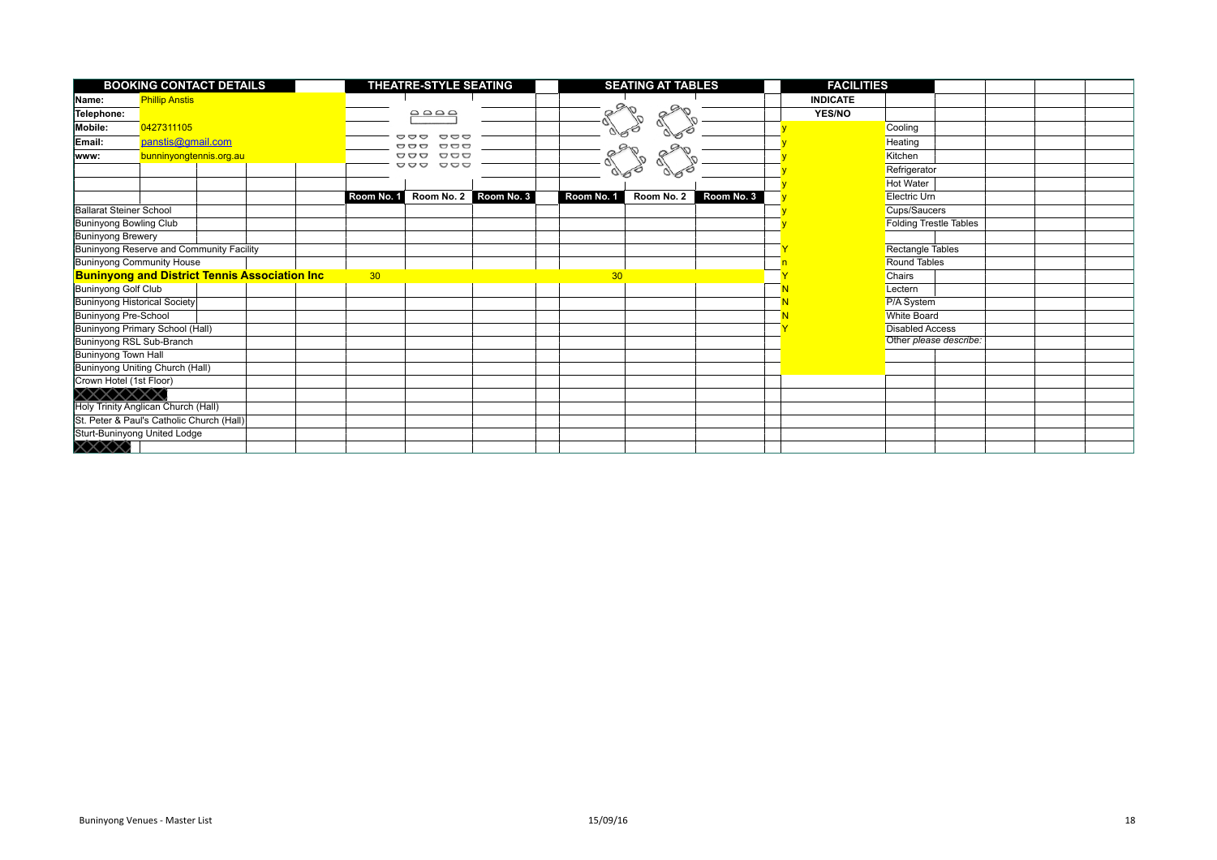| BOOKING CONTACT DETAILS | | THEATRE-STYLE SEATING | | | SEATING AT TABLES | | | FACILITIES | |
|---|---|---|---|---|---|---|---|---|---|
| Name: | Phillip Anstis | | | | | | | INDICATE | |
| Telephone: | | | | | | | | YES/NO | |
| Mobile: | 0427311105 | | | | | | | y | Cooling |
| Email: | panstis@gmail.com | | | | | | | y | Heating |
| www: | bunninyongtennis.org.au | | | | | | | y | Kitchen |
| | | | | | | | | y | Refrigerator |
| | | | | | | | | y | Hot Water |
| | | Room No. 1 | Room No. 2 | Room No. 3 | Room No. 1 | Room No. 2 | Room No. 3 | y | Electric Urn |
| Ballarat Steiner School | | | | | | | | y | Cups/Saucers |
| Buninyong Bowling Club | | | | | | | | y | Folding Trestle Tables |
| Buninyong Brewery | | | | | | | | | |
| Buninyong Reserve and Community Facility | | | | | | | | Y | Rectangle Tables |
| Buninyong Community House | | | | | | | | n | Round Tables |
| **Buninyong and District Tennis Association Inc** | | 30 | | | 30 | | | Y | Chairs |
| Buninyong Golf Club | | | | | | | | N | Lectern |
| Buninyong Historical Society | | | | | | | | N | P/A System |
| Buninyong Pre-School | | | | | | | | N | White Board |
| Buninyong Primary School (Hall) | | | | | | | | Y | Disabled Access |
| Buninyong RSL Sub-Branch | | | | | | | | | Other *please describe:* |
| Buninyong Town Hall | | | | | | | | | |
| Buninyong Uniting Church (Hall) | | | | | | | | | |
| Crown Hotel (1st Floor) | | | | | | | | | |
| | | | | | | | | | |
| Holy Trinity Anglican Church (Hall) | | | | | | | | | |
| St. Peter & Paul's Catholic Church (Hall) | | | | | | | | | |
| Sturt-Buninyong United Lodge | | | | | | | | | |
| | | | | | | | | | |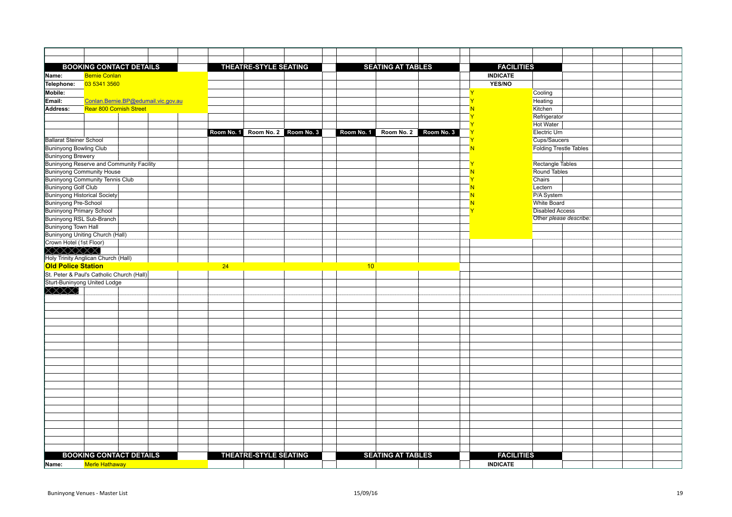| BOOKING CONTACT DETAILS | | | | THEATRE-STYLE SEATING | | | | SEATING AT TABLES | | | | FACILITIES | |
|---|---|---|---|---|---|---|---|---|---|---|---|---|---|
| Name: | Bernie Conlan | | | | | | | | | | | INDICATE | |
| Telephone: | 03 5341 3560 | | | | | | | | | | | YES/NO | |
| Mobile: | | | | | | | | | | | | Y | Cooling |
| Email: | Conlan.Bernie.BP@edumail.vic.gov.au | | | | | | | | | | | Y | Heating |
| Address: | Rear 800 Cornish Street | | | | | | | | | | | N | Kitchen |
| | | | | | | | | | | | | Y | Refrigerator |
| | | | | | | | | | | | | Y | Hot Water |
| | | | | Room No. 1 | Room No. 2 | Room No. 3 | | Room No. 1 | Room No. 2 | Room No. 3 | | Y | Electric Urn |
| Ballarat Steiner School | | | | | | | | | | | | Y | Cups/Saucers |
| Buninyong Bowling Club | | | | | | | | | | | | N | Folding Trestle Tables |
| Buninyong Brewery | | | | | | | | | | | | | |
| Buninyong Reserve and Community Facility | | | | | | | | | | | | Y | Rectangle Tables |
| Buninyong Community House | | | | | | | | | | | | N | Round Tables |
| Buninyong Community Tennis Club | | | | | | | | | | | | Y | Chairs |
| Buninyong Golf Club | | | | | | | | | | | | N | Lectern |
| Buninyong Historical Society | | | | | | | | | | | | N | P/A System |
| Buninyong Pre-School | | | | | | | | | | | | N | White Board |
| Buninyong Primary School | | | | | | | | | | | | Y | Disabled Access |
| Buninyong RSL Sub-Branch | | | | | | | | | | | | | Other *please describe:* |
| Buninyong Town Hall | | | | | | | | | | | | | |
| Buninyong Uniting Church (Hall) | | | | | | | | | | | | | |
| Crown Hotel (1st Floor) | | | | | | | | | | | | | |
| | | | | | | | | | | | | | |
| Holy Trinity Anglican Church (Hall) | | | | | | | | | | | | | |
| **Old Police Station** | | | | 24 | | | | 10 | | | | | |
| St. Peter & Paul's Catholic Church (Hall) | | | | | | | | | | | | | |
| Sturt-Buninyong United Lodge | | | | | | | | | | | | | |

| BOOKING CONTACT DETAILS | | | | THEATRE-STYLE SEATING | | | | SEATING AT TABLES | | | | FACILITIES | |
|---|---|---|---|---|---|---|---|---|---|---|---|---|---|
| Name: | Merle Hathaway | | | | | | | | | | | INDICATE | |